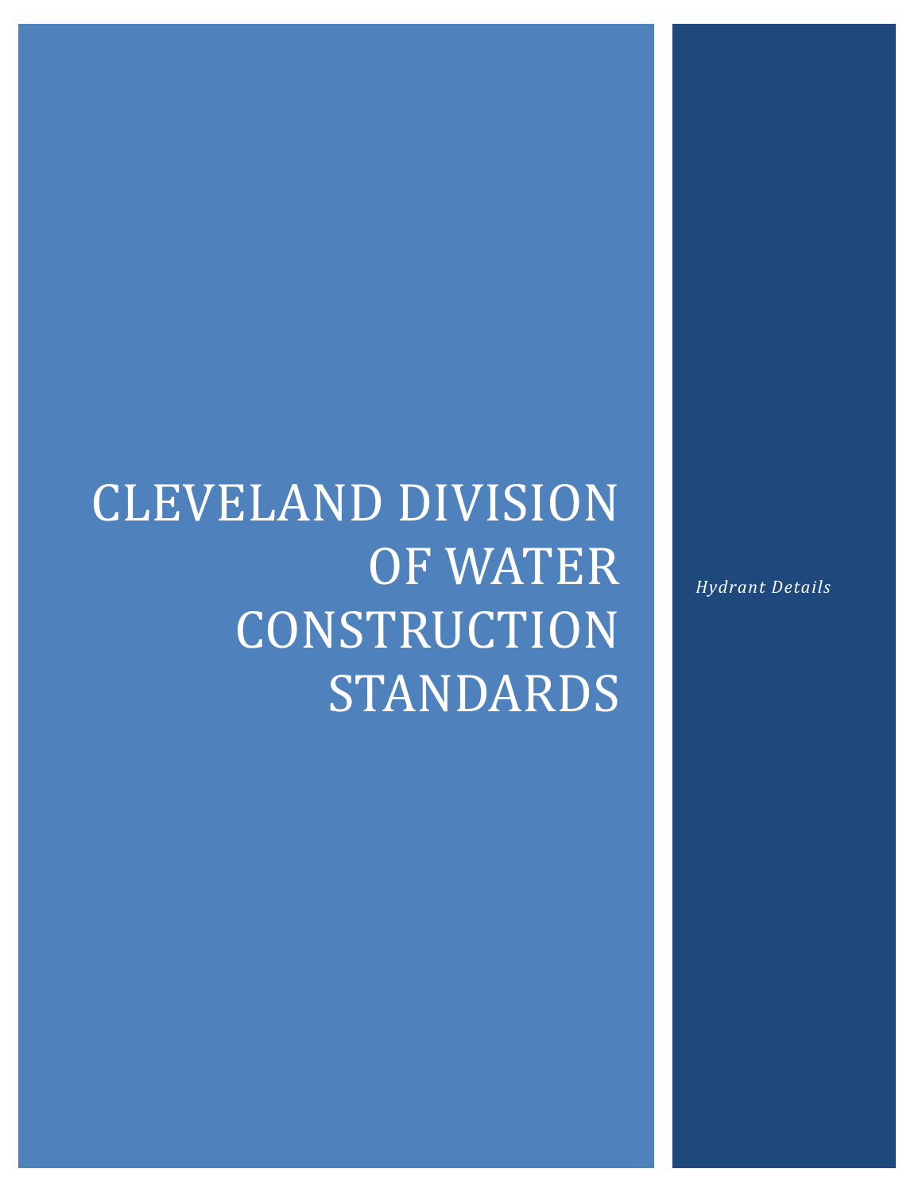# CLEVELAND DIVISION OF WATER CONSTRUCTION STANDARDS

*Hydrant Details*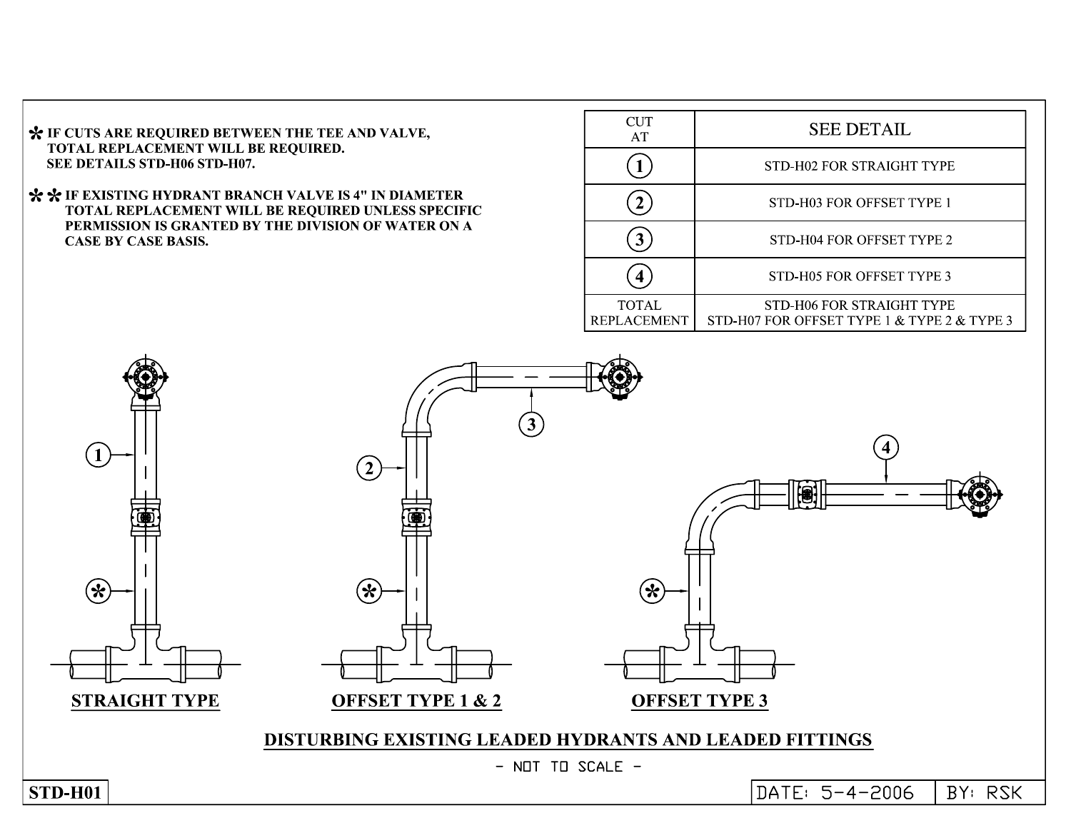\* IF CUTS ARE REQUIRED BETWEEN THE TEE AND VALVE, TOTAL REPLACEMENT WILL BE REQUIRED. SEE DETAILS STD-H06 STD-H07.

\*\* IF EXISTING HYDRANT BRANCH VALVE IS 4" IN DIAMETER TOTAL REPLACEMENT WILL BE REQUIRED UNLESS SPECIFIC PERMISSION IS GRANTED BY THE DIVISION OF WATER ON A CASE BY CASE BASIS.

| CUT AT | SEE DETAIL |
|---|---|
| 1 | STD-H02 FOR STRAIGHT TYPE |
| 2 | STD-H03 FOR OFFSET TYPE 1 |
| 3 | STD-H04 FOR OFFSET TYPE 2 |
| 4 | STD-H05 FOR OFFSET TYPE 3 |
| TOTAL REPLACEMENT | STD-H06 FOR STRAIGHT TYPE<br>STD-H07 FOR OFFSET TYPE 1 & TYPE 2 & TYPE 3 |

1 2 3 4 \* \* \*

**STRAIGHT TYPE**

**OFFSET TYPE 1 & 2**

**OFFSET TYPE 3**

## DISTURBING EXISTING LEADED HYDRANTS AND LEADED FITTINGS

\- NOT TO SCALE -

STD-H01

DATE: 5-4-2006 | BY: RSK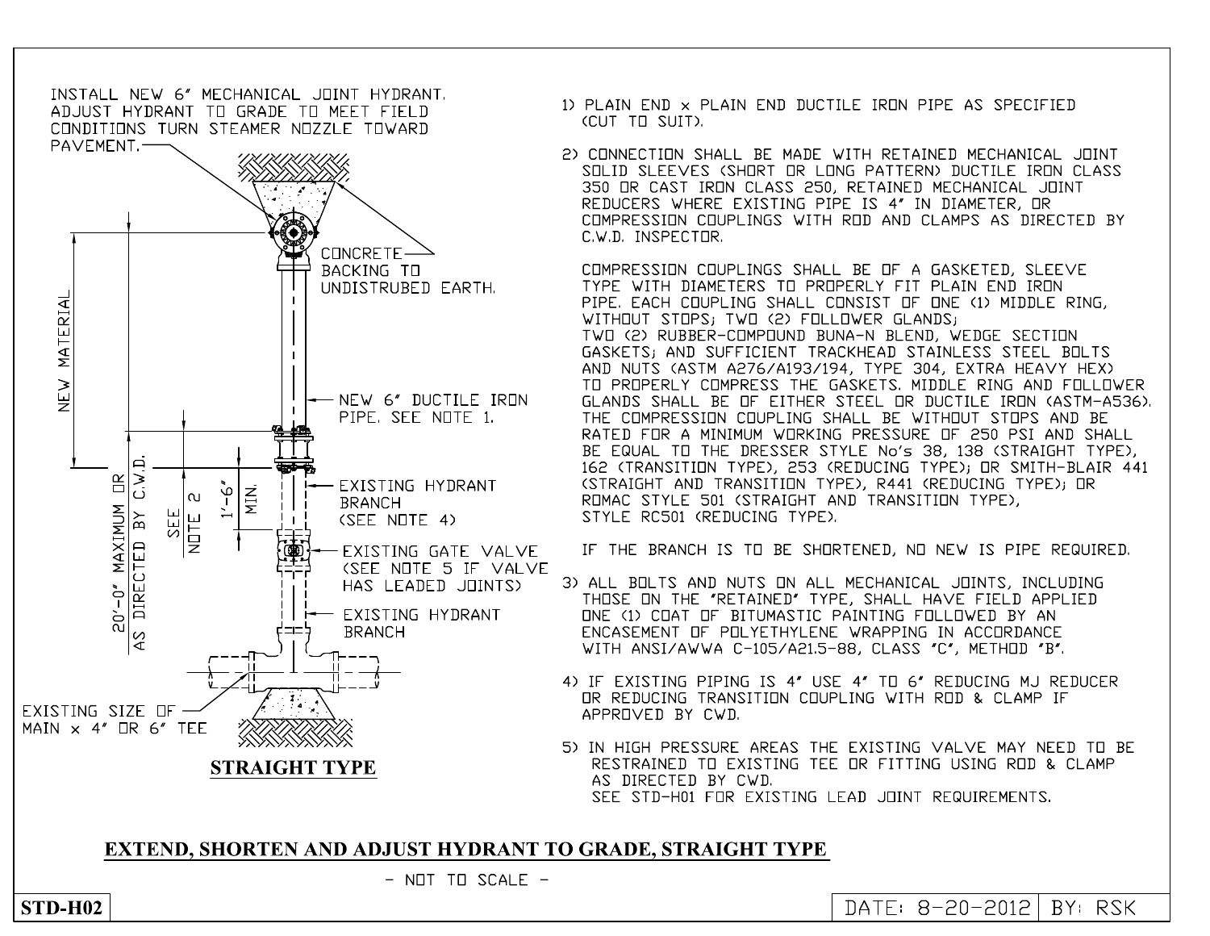INSTALL NEW 6" MECHANICAL JOINT HYDRANT. ADJUST HYDRANT TO GRADE TO MEET FIELD CONDITIONS TURN STEAMER NOZZLE TOWARD PAVEMENT.

CONCRETE BACKING TO UNDISTRUBED EARTH.

NEW MATERIAL

NEW 6" DUCTILE IRON PIPE. SEE NOTE 1.

20'-0" MAXIMUM OR AS DIRECTED BY C.W.D.

SEE NOTE 2

1'-6" MIN.

EXISTING HYDRANT BRANCH (SEE NOTE 4)

EXISTING GATE VALVE (SEE NOTE 5 IF VALVE HAS LEADED JOINTS)

EXISTING HYDRANT BRANCH

EXISTING SIZE OF MAIN x 4" OR 6" TEE

**STRAIGHT TYPE**

1) PLAIN END x PLAIN END DUCTILE IRON PIPE AS SPECIFIED (CUT TO SUIT).

2) CONNECTION SHALL BE MADE WITH RETAINED MECHANICAL JOINT SOLID SLEEVES (SHORT OR LONG PATTERN) DUCTILE IRON CLASS 350 OR CAST IRON CLASS 250, RETAINED MECHANICAL JOINT REDUCERS WHERE EXISTING PIPE IS 4" IN DIAMETER, OR COMPRESSION COUPLINGS WITH ROD AND CLAMPS AS DIRECTED BY C.W.D. INSPECTOR.

   COMPRESSION COUPLINGS SHALL BE OF A GASKETED, SLEEVE TYPE WITH DIAMETERS TO PROPERLY FIT PLAIN END IRON PIPE. EACH COUPLING SHALL CONSIST OF ONE (1) MIDDLE RING, WITHOUT STOPS; TWO (2) FOLLOWER GLANDS; TWO (2) RUBBER-COMPOUND BUNA-N BLEND, WEDGE SECTION GASKETS; AND SUFFICIENT TRACKHEAD STAINLESS STEEL BOLTS AND NUTS (ASTM A276/A193/194, TYPE 304, EXTRA HEAVY HEX) TO PROPERLY COMPRESS THE GASKETS. MIDDLE RING AND FOLLOWER GLANDS SHALL BE OF EITHER STEEL OR DUCTILE IRON (ASTM-A536). THE COMPRESSION COUPLING SHALL BE WITHOUT STOPS AND BE RATED FOR A MINIMUM WORKING PRESSURE OF 250 PSI AND SHALL BE EQUAL TO THE DRESSER STYLE No's 38, 138 (STRAIGHT TYPE), 162 (TRANSITION TYPE), 253 (REDUCING TYPE); OR SMITH-BLAIR 441 (STRAIGHT AND TRANSITION TYPE), R441 (REDUCING TYPE); OR ROMAC STYLE 501 (STRAIGHT AND TRANSITION TYPE), STYLE RC501 (REDUCING TYPE).

   IF THE BRANCH IS TO BE SHORTENED, NO NEW IS PIPE REQUIRED.

3) ALL BOLTS AND NUTS ON ALL MECHANICAL JOINTS, INCLUDING THOSE ON THE "RETAINED" TYPE, SHALL HAVE FIELD APPLIED ONE (1) COAT OF BITUMASTIC PAINTING FOLLOWED BY AN ENCASEMENT OF POLYETHYLENE WRAPPING IN ACCORDANCE WITH ANSI/AWWA C-105/A21.5-88, CLASS "C", METHOD "B".

4) IF EXISTING PIPING IS 4" USE 4" TO 6" REDUCING MJ REDUCER OR REDUCING TRANSITION COUPLING WITH ROD & CLAMP IF APPROVED BY CWD.

5) IN HIGH PRESSURE AREAS THE EXISTING VALVE MAY NEED TO BE RESTRAINED TO EXISTING TEE OR FITTING USING ROD & CLAMP AS DIRECTED BY CWD. SEE STD-H01 FOR EXISTING LEAD JOINT REQUIREMENTS.

## EXTEND, SHORTEN AND ADJUST HYDRANT TO GRADE, STRAIGHT TYPE

- NOT TO SCALE -

**STD-H02**

DATE: 8-20-2012 | BY: RSK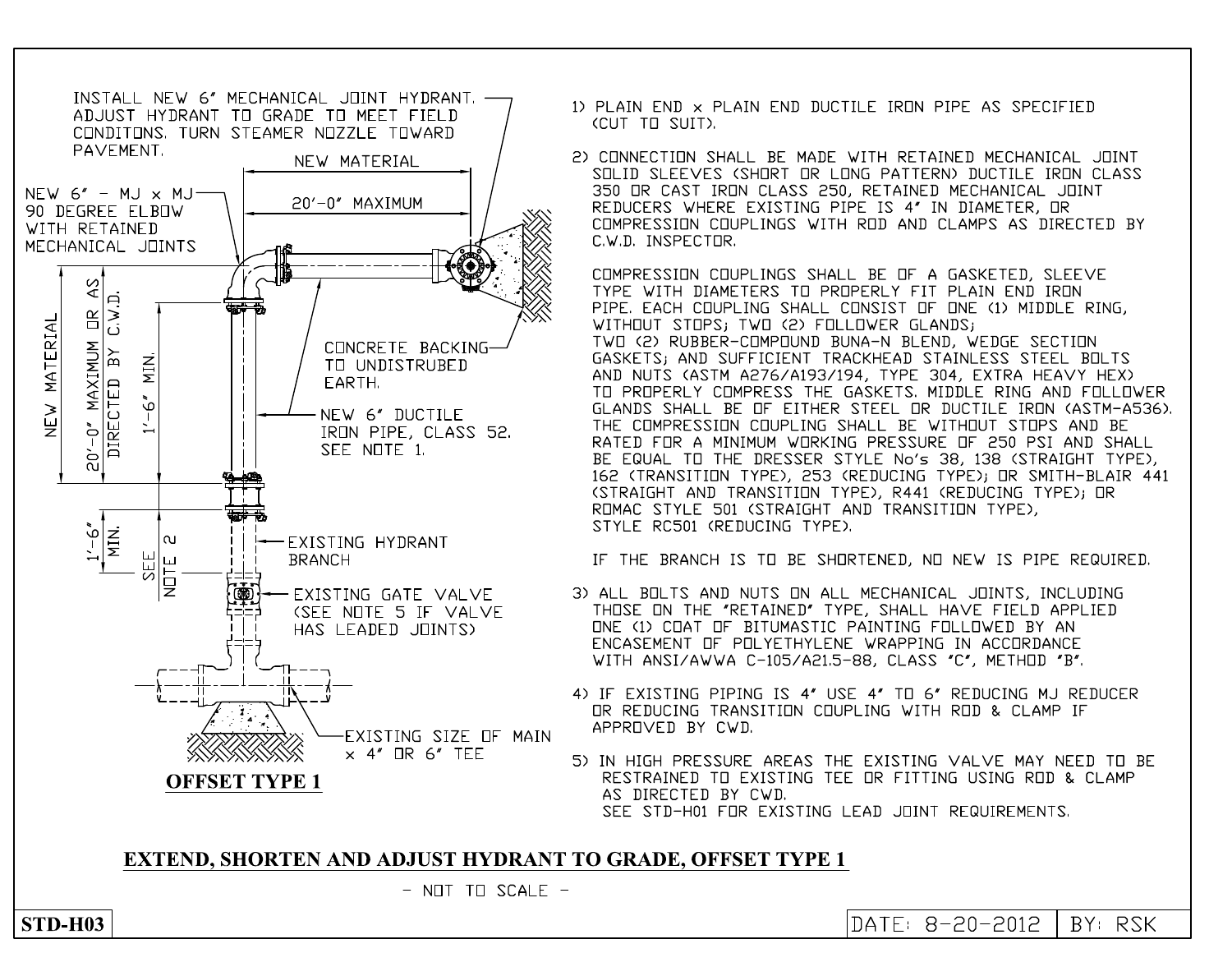INSTALL NEW 6" MECHANICAL JOINT HYDRANT. ADJUST HYDRANT TO GRADE TO MEET FIELD CONDITONS. TURN STEAMER NOZZLE TOWARD PAVEMENT.

NEW MATERIAL

20'-0" MAXIMUM

NEW 6" - MJ x MJ 90 DEGREE ELBOW WITH RETAINED MECHANICAL JOINTS

CONCRETE BACKING TO UNDISTRUBED EARTH.

NEW MATERIAL

20'-0" MAXIMUM OR AS DIRECTED BY C.W.D.

1'-6" MIN.

NEW 6" DUCTILE IRON PIPE, CLASS 52. SEE NOTE 1.

1'-6" MIN.

SEE NOTE 2

EXISTING HYDRANT BRANCH

EXISTING GATE VALVE (SEE NOTE 5 IF VALVE HAS LEADED JOINTS)

EXISTING SIZE OF MAIN x 4" OR 6" TEE

**OFFSET TYPE 1**

1) PLAIN END x PLAIN END DUCTILE IRON PIPE AS SPECIFIED (CUT TO SUIT).

2) CONNECTION SHALL BE MADE WITH RETAINED MECHANICAL JOINT SOLID SLEEVES (SHORT OR LONG PATTERN) DUCTILE IRON CLASS 350 OR CAST IRON CLASS 250, RETAINED MECHANICAL JOINT REDUCERS WHERE EXISTING PIPE IS 4" IN DIAMETER, OR COMPRESSION COUPLINGS WITH ROD AND CLAMPS AS DIRECTED BY C.W.D. INSPECTOR.

   COMPRESSION COUPLINGS SHALL BE OF A GASKETED, SLEEVE TYPE WITH DIAMETERS TO PROPERLY FIT PLAIN END IRON PIPE. EACH COUPLING SHALL CONSIST OF ONE (1) MIDDLE RING, WITHOUT STOPS; TWO (2) FOLLOWER GLANDS; TWO (2) RUBBER-COMPOUND BUNA-N BLEND, WEDGE SECTION GASKETS; AND SUFFICIENT TRACKHEAD STAINLESS STEEL BOLTS AND NUTS (ASTM A276/A193/194, TYPE 304, EXTRA HEAVY HEX) TO PROPERLY COMPRESS THE GASKETS. MIDDLE RING AND FOLLOWER GLANDS SHALL BE OF EITHER STEEL OR DUCTILE IRON (ASTM-A536). THE COMPRESSION COUPLING SHALL BE WITHOUT STOPS AND BE RATED FOR A MINIMUM WORKING PRESSURE OF 250 PSI AND SHALL BE EQUAL TO THE DRESSER STYLE No's 38, 138 (STRAIGHT TYPE), 162 (TRANSITION TYPE), 253 (REDUCING TYPE); OR SMITH-BLAIR 441 (STRAIGHT AND TRANSITION TYPE), R441 (REDUCING TYPE); OR ROMAC STYLE 501 (STRAIGHT AND TRANSITION TYPE), STYLE RC501 (REDUCING TYPE).

   IF THE BRANCH IS TO BE SHORTENED, NO NEW IS PIPE REQUIRED.

3) ALL BOLTS AND NUTS ON ALL MECHANICAL JOINTS, INCLUDING THOSE ON THE "RETAINED" TYPE, SHALL HAVE FIELD APPLIED ONE (1) COAT OF BITUMASTIC PAINTING FOLLOWED BY AN ENCASEMENT OF POLYETHYLENE WRAPPING IN ACCORDANCE WITH ANSI/AWWA C-105/A21.5-88, CLASS "C", METHOD "B".

4) IF EXISTING PIPING IS 4" USE 4" TO 6" REDUCING MJ REDUCER OR REDUCING TRANSITION COUPLING WITH ROD & CLAMP IF APPROVED BY CWD.

5) IN HIGH PRESSURE AREAS THE EXISTING VALVE MAY NEED TO BE RESTRAINED TO EXISTING TEE OR FITTING USING ROD & CLAMP AS DIRECTED BY CWD. SEE STD-H01 FOR EXISTING LEAD JOINT REQUIREMENTS.

## EXTEND, SHORTEN AND ADJUST HYDRANT TO GRADE, OFFSET TYPE 1

- NOT TO SCALE -

**STD-H03**

DATE: 8-20-2012 | BY: RSK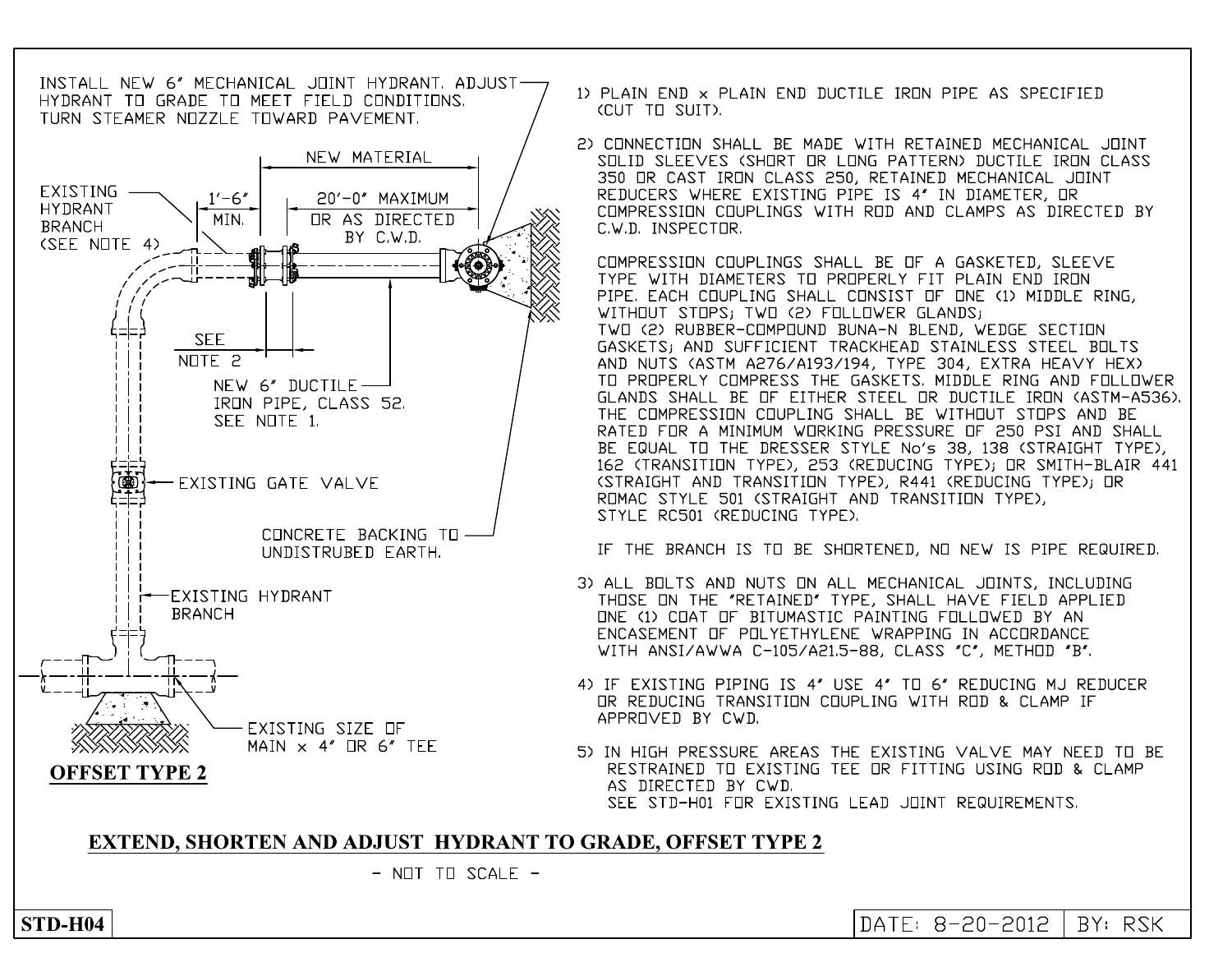INSTALL NEW 6" MECHANICAL JOINT HYDRANT. ADJUST HYDRANT TO GRADE TO MEET FIELD CONDITIONS. TURN STEAMER NOZZLE TOWARD PAVEMENT.

EXISTING HYDRANT BRANCH (SEE NOTE 4)

1'-6" MIN.

NEW MATERIAL

20'-0" MAXIMUM OR AS DIRECTED BY C.W.D.

SEE NOTE 2

NEW 6" DUCTILE IRON PIPE, CLASS 52. SEE NOTE 1.

EXISTING GATE VALVE

CONCRETE BACKING TO UNDISTRUBED EARTH.

EXISTING HYDRANT BRANCH

EXISTING SIZE OF MAIN x 4" OR 6" TEE

**OFFSET TYPE 2**

1) PLAIN END x PLAIN END DUCTILE IRON PIPE AS SPECIFIED (CUT TO SUIT).

2) CONNECTION SHALL BE MADE WITH RETAINED MECHANICAL JOINT SOLID SLEEVES (SHORT OR LONG PATTERN) DUCTILE IRON CLASS 350 OR CAST IRON CLASS 250, RETAINED MECHANICAL JOINT REDUCERS WHERE EXISTING PIPE IS 4" IN DIAMETER, OR COMPRESSION COUPLINGS WITH ROD AND CLAMPS AS DIRECTED BY C.W.D. INSPECTOR.

   COMPRESSION COUPLINGS SHALL BE OF A GASKETED, SLEEVE TYPE WITH DIAMETERS TO PROPERLY FIT PLAIN END IRON PIPE. EACH COUPLING SHALL CONSIST OF ONE (1) MIDDLE RING, WITHOUT STOPS; TWO (2) FOLLOWER GLANDS; TWO (2) RUBBER-COMPOUND BUNA-N BLEND, WEDGE SECTION GASKETS; AND SUFFICIENT TRACKHEAD STAINLESS STEEL BOLTS AND NUTS (ASTM A276/A193/194, TYPE 304, EXTRA HEAVY HEX) TO PROPERLY COMPRESS THE GASKETS. MIDDLE RING AND FOLLOWER GLANDS SHALL BE OF EITHER STEEL OR DUCTILE IRON (ASTM-A536). THE COMPRESSION COUPLING SHALL BE WITHOUT STOPS AND BE RATED FOR A MINIMUM WORKING PRESSURE OF 250 PSI AND SHALL BE EQUAL TO THE DRESSER STYLE No's 38, 138 (STRAIGHT TYPE), 162 (TRANSITION TYPE), 253 (REDUCING TYPE); OR SMITH-BLAIR 441 (STRAIGHT AND TRANSITION TYPE), R441 (REDUCING TYPE); OR ROMAC STYLE 501 (STRAIGHT AND TRANSITION TYPE), STYLE RC501 (REDUCING TYPE).

   IF THE BRANCH IS TO BE SHORTENED, NO NEW IS PIPE REQUIRED.

3) ALL BOLTS AND NUTS ON ALL MECHANICAL JOINTS, INCLUDING THOSE ON THE "RETAINED" TYPE, SHALL HAVE FIELD APPLIED ONE (1) COAT OF BITUMASTIC PAINTING FOLLOWED BY AN ENCASEMENT OF POLYETHYLENE WRAPPING IN ACCORDANCE WITH ANSI/AWWA C-105/A21.5-88, CLASS "C", METHOD "B".

4) IF EXISTING PIPING IS 4" USE 4" TO 6" REDUCING MJ REDUCER OR REDUCING TRANSITION COUPLING WITH ROD & CLAMP IF APPROVED BY CWD.

5) IN HIGH PRESSURE AREAS THE EXISTING VALVE MAY NEED TO BE RESTRAINED TO EXISTING TEE OR FITTING USING ROD & CLAMP AS DIRECTED BY CWD.
   SEE STD-H01 FOR EXISTING LEAD JOINT REQUIREMENTS.

## EXTEND, SHORTEN AND ADJUST HYDRANT TO GRADE, OFFSET TYPE 2

- NOT TO SCALE -

**STD-H04**

DATE: 8-20-2012 | BY: RSK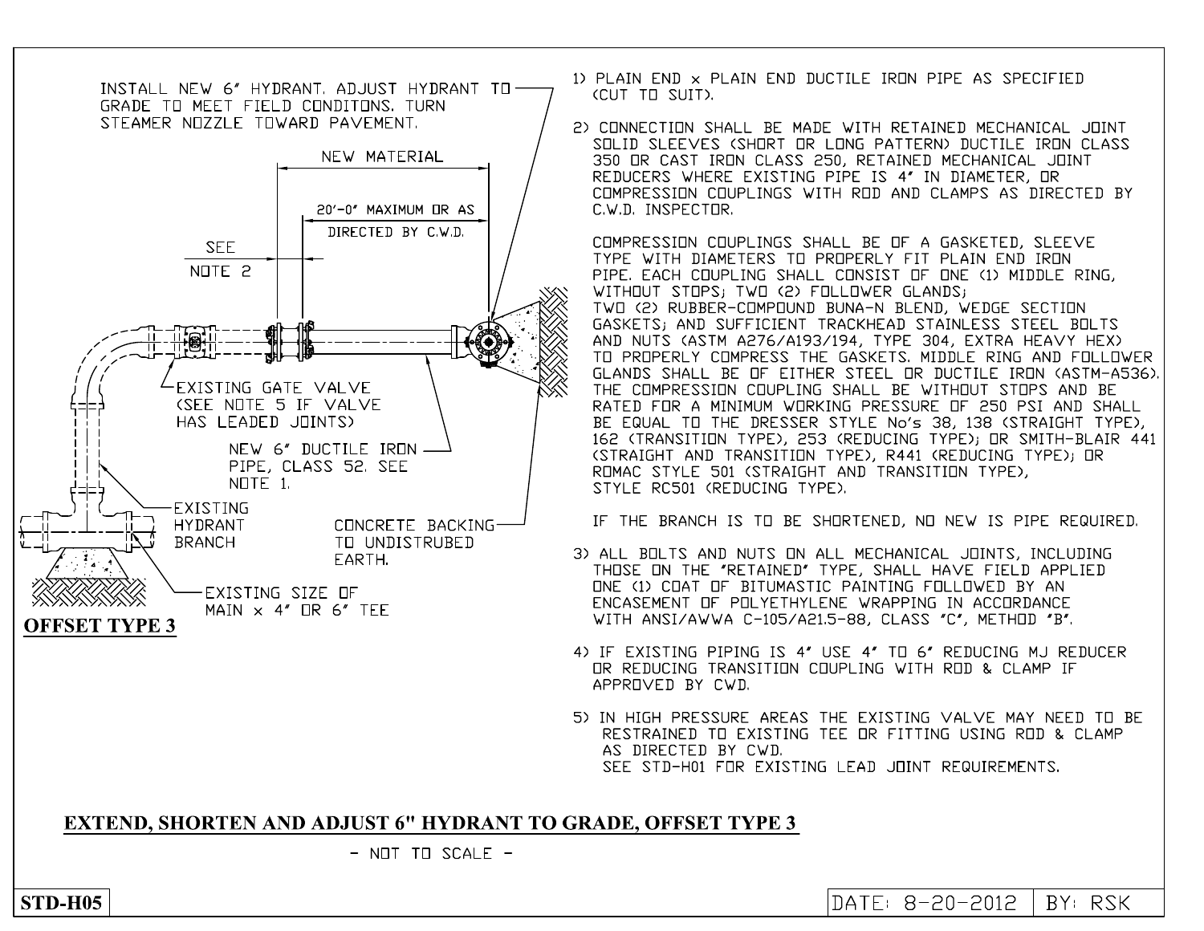INSTALL NEW 6" HYDRANT. ADJUST HYDRANT TO GRADE TO MEET FIELD CONDITONS. TURN STEAMER NOZZLE TOWARD PAVEMENT.

NEW MATERIAL

20'-0" MAXIMUM OR AS DIRECTED BY C.W.D.

SEE NOTE 2

EXISTING GATE VALVE (SEE NOTE 5 IF VALVE HAS LEADED JOINTS)

NEW 6" DUCTILE IRON PIPE, CLASS 52. SEE NOTE 1.

EXISTING HYDRANT BRANCH

CONCRETE BACKING TO UNDISTRUBED EARTH.

EXISTING SIZE OF MAIN x 4" OR 6" TEE

**OFFSET TYPE 3**

1) PLAIN END x PLAIN END DUCTILE IRON PIPE AS SPECIFIED (CUT TO SUIT).

2) CONNECTION SHALL BE MADE WITH RETAINED MECHANICAL JOINT SOLID SLEEVES (SHORT OR LONG PATTERN) DUCTILE IRON CLASS 350 OR CAST IRON CLASS 250, RETAINED MECHANICAL JOINT REDUCERS WHERE EXISTING PIPE IS 4" IN DIAMETER, OR COMPRESSION COUPLINGS WITH ROD AND CLAMPS AS DIRECTED BY C.W.D. INSPECTOR.

   COMPRESSION COUPLINGS SHALL BE OF A GASKETED, SLEEVE TYPE WITH DIAMETERS TO PROPERLY FIT PLAIN END IRON PIPE. EACH COUPLING SHALL CONSIST OF ONE (1) MIDDLE RING, WITHOUT STOPS; TWO (2) FOLLOWER GLANDS; TWO (2) RUBBER-COMPOUND BUNA-N BLEND, WEDGE SECTION GASKETS; AND SUFFICIENT TRACKHEAD STAINLESS STEEL BOLTS AND NUTS (ASTM A276/A193/194, TYPE 304, EXTRA HEAVY HEX) TO PROPERLY COMPRESS THE GASKETS. MIDDLE RING AND FOLLOWER GLANDS SHALL BE OF EITHER STEEL OR DUCTILE IRON (ASTM-A536). THE COMPRESSION COUPLING SHALL BE WITHOUT STOPS AND BE RATED FOR A MINIMUM WORKING PRESSURE OF 250 PSI AND SHALL BE EQUAL TO THE DRESSER STYLE No's 38, 138 (STRAIGHT TYPE), 162 (TRANSITION TYPE), 253 (REDUCING TYPE); OR SMITH-BLAIR 441 (STRAIGHT AND TRANSITION TYPE), R441 (REDUCING TYPE); OR ROMAC STYLE 501 (STRAIGHT AND TRANSITION TYPE), STYLE RC501 (REDUCING TYPE).

   IF THE BRANCH IS TO BE SHORTENED, NO NEW IS PIPE REQUIRED.

3) ALL BOLTS AND NUTS ON ALL MECHANICAL JOINTS, INCLUDING THOSE ON THE "RETAINED" TYPE, SHALL HAVE FIELD APPLIED ONE (1) COAT OF BITUMASTIC PAINTING FOLLOWED BY AN ENCASEMENT OF POLYETHYLENE WRAPPING IN ACCORDANCE WITH ANSI/AWWA C-105/A21.5-88, CLASS "C", METHOD "B".

4) IF EXISTING PIPING IS 4" USE 4" TO 6" REDUCING MJ REDUCER OR REDUCING TRANSITION COUPLING WITH ROD & CLAMP IF APPROVED BY CWD.

5) IN HIGH PRESSURE AREAS THE EXISTING VALVE MAY NEED TO BE RESTRAINED TO EXISTING TEE OR FITTING USING ROD & CLAMP AS DIRECTED BY CWD.
   SEE STD-H01 FOR EXISTING LEAD JOINT REQUIREMENTS.

**EXTEND, SHORTEN AND ADJUST 6" HYDRANT TO GRADE, OFFSET TYPE 3**

- NOT TO SCALE -

**STD-H05**

DATE: 8-20-2012 | BY: RSK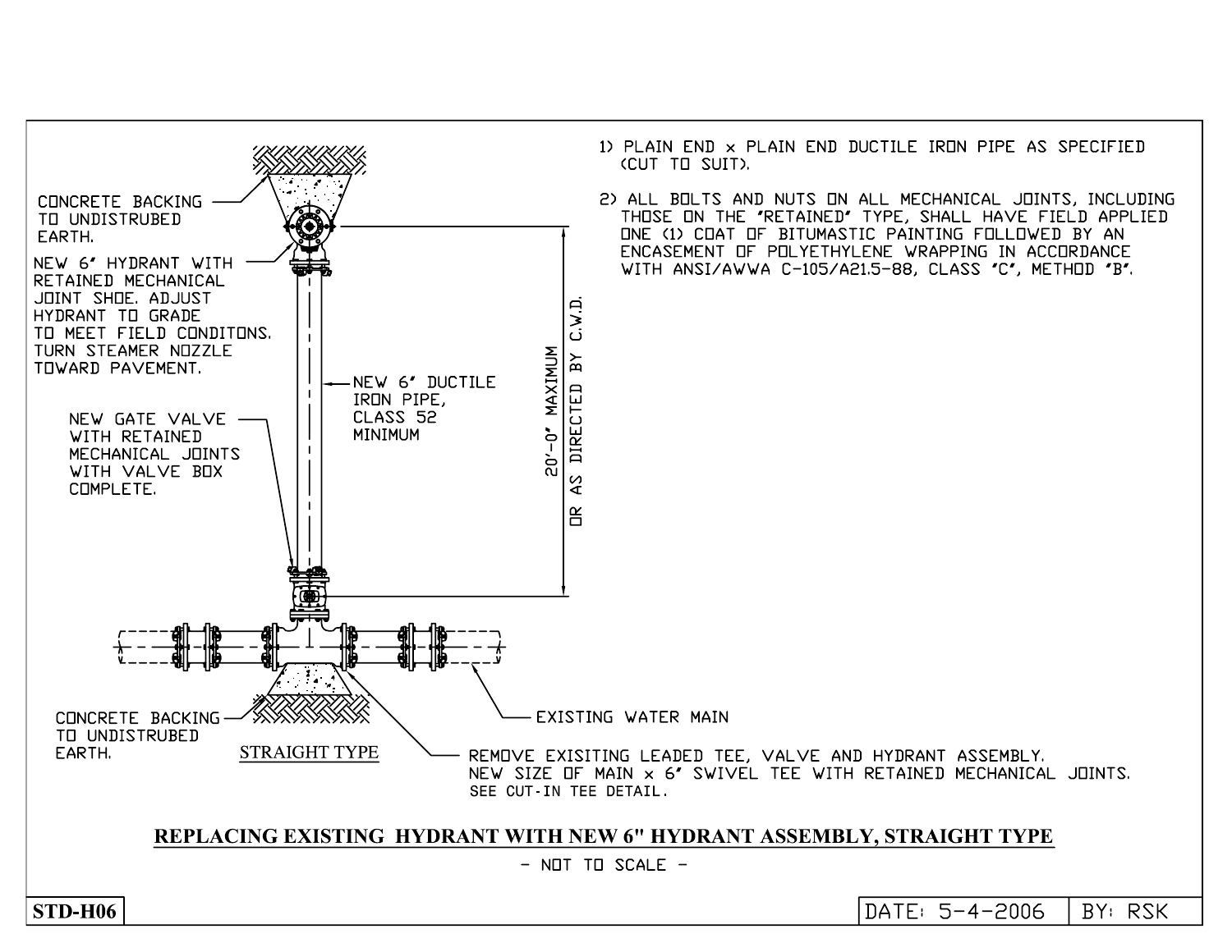1) PLAIN END x PLAIN END DUCTILE IRON PIPE AS SPECIFIED (CUT TO SUIT).

2) ALL BOLTS AND NUTS ON ALL MECHANICAL JOINTS, INCLUDING THOSE ON THE "RETAINED" TYPE, SHALL HAVE FIELD APPLIED ONE (1) COAT OF BITUMASTIC PAINTING FOLLOWED BY AN ENCASEMENT OF POLYETHYLENE WRAPPING IN ACCORDANCE WITH ANSI/AWWA C-105/A21.5-88, CLASS "C", METHOD "B".

CONCRETE BACKING TO UNDISTRUBED EARTH.

NEW 6" HYDRANT WITH RETAINED MECHANICAL JOINT SHOE. ADJUST HYDRANT TO GRADE TO MEET FIELD CONDITONS. TURN STEAMER NOZZLE TOWARD PAVEMENT.

NEW 6" DUCTILE IRON PIPE, CLASS 52 MINIMUM

20'-0" MAXIMUM OR AS DIRECTED BY C.W.D.

NEW GATE VALVE WITH RETAINED MECHANICAL JOINTS WITH VALVE BOX COMPLETE.

EXISTING WATER MAIN

CONCRETE BACKING TO UNDISTRUBED EARTH.

STRAIGHT TYPE

REMOVE EXISITING LEADED TEE, VALVE AND HYDRANT ASSEMBLY. NEW SIZE OF MAIN x 6" SWIVEL TEE WITH RETAINED MECHANICAL JOINTS. SEE CUT-IN TEE DETAIL.

**REPLACING EXISTING HYDRANT WITH NEW 6" HYDRANT ASSEMBLY, STRAIGHT TYPE**

- NOT TO SCALE -

| STD-H06 | DATE: 5-4-2006 | BY: RSK |
| --- | --- | --- |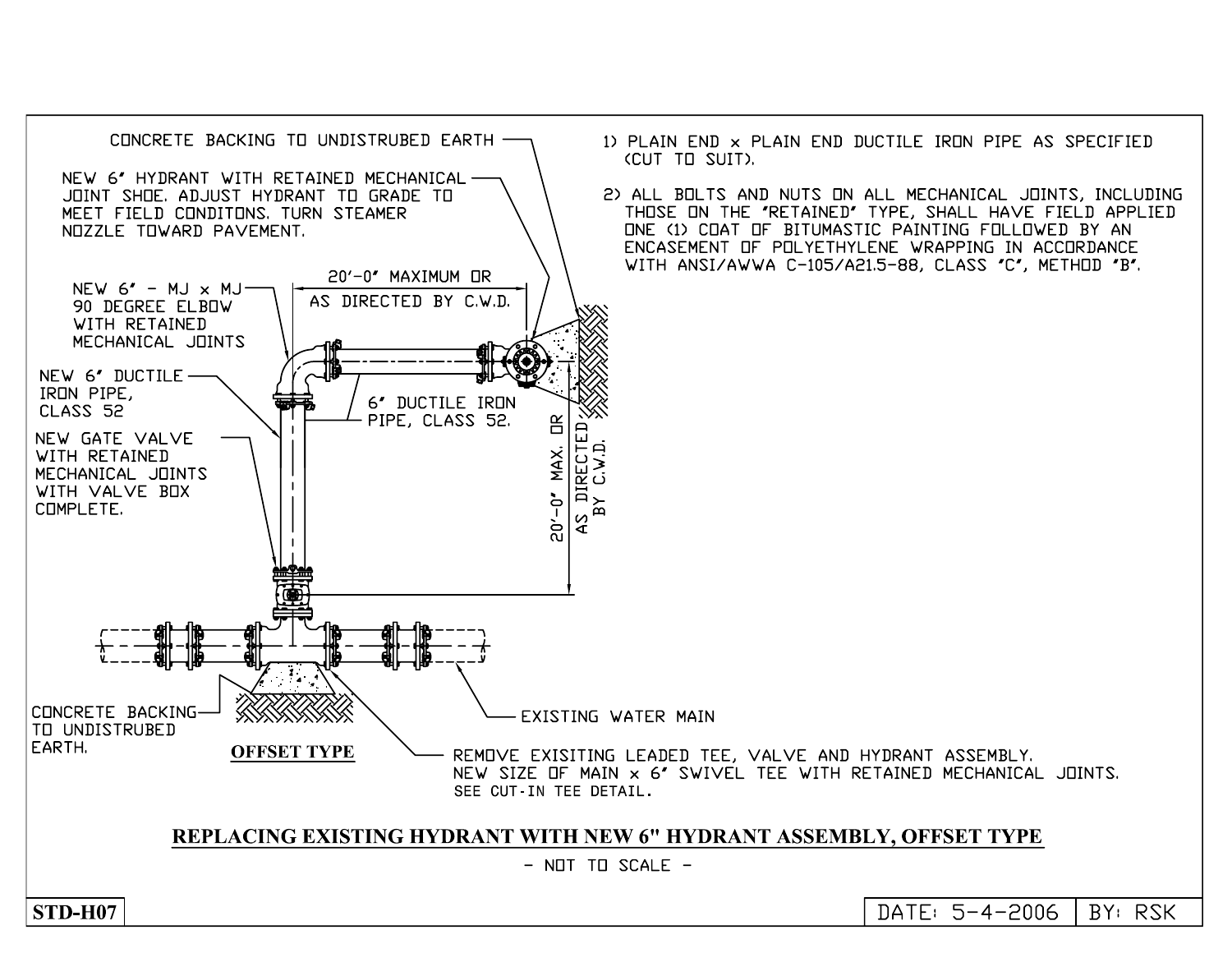CONCRETE BACKING TO UNDISTRUBED EARTH

NEW 6" HYDRANT WITH RETAINED MECHANICAL JOINT SHOE. ADJUST HYDRANT TO GRADE TO MEET FIELD CONDITONS. TURN STEAMER NOZZLE TOWARD PAVEMENT.

NEW 6" - MJ x MJ 90 DEGREE ELBOW WITH RETAINED MECHANICAL JOINTS

20'-0" MAXIMUM OR AS DIRECTED BY C.W.D.

NEW 6" DUCTILE IRON PIPE, CLASS 52

6" DUCTILE IRON PIPE, CLASS 52.

NEW GATE VALVE WITH RETAINED MECHANICAL JOINTS WITH VALVE BOX COMPLETE.

20'-0" MAX. OR AS DIRECTED BY C.W.D.

CONCRETE BACKING TO UNDISTRUBED EARTH.

EXISTING WATER MAIN

**OFFSET TYPE**

REMOVE EXISITING LEADED TEE, VALVE AND HYDRANT ASSEMBLY. NEW SIZE OF MAIN x 6" SWIVEL TEE WITH RETAINED MECHANICAL JOINTS. SEE CUT-IN TEE DETAIL.

1) PLAIN END x PLAIN END DUCTILE IRON PIPE AS SPECIFIED (CUT TO SUIT).

2) ALL BOLTS AND NUTS ON ALL MECHANICAL JOINTS, INCLUDING THOSE ON THE "RETAINED" TYPE, SHALL HAVE FIELD APPLIED ONE (1) COAT OF BITUMASTIC PAINTING FOLLOWED BY AN ENCASEMENT OF POLYETHYLENE WRAPPING IN ACCORDANCE WITH ANSI/AWWA C-105/A21.5-88, CLASS "C", METHOD "B".

**REPLACING EXISTING HYDRANT WITH NEW 6" HYDRANT ASSEMBLY, OFFSET TYPE**

- NOT TO SCALE -

| STD-H07 | DATE: 5-4-2006 | BY: RSK |
|---|---|---|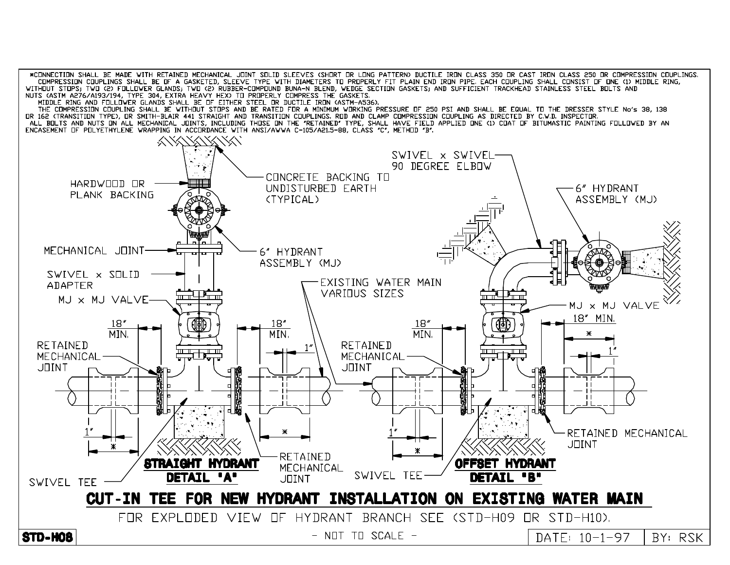*CONNECTION SHALL BE MADE WITH RETAINED MECHANICAL JOINT SOLID SLEEVES (SHORT OR LONG PATTERN) DUCTILE IRON CLASS 350 OR CAST IRON CLASS 250 OR COMPRESSION COUPLINGS.
COMPRESSION COUPLINGS SHALL BE OF A GASKETED, SLEEVE TYPE WITH DIAMETERS TO PROPERLY FIT PLAIN END IRON PIPE. EACH COUPLING SHALL CONSIST OF ONE (1) MIDDLE RING, WITHOUT STOPS; TWO (2) FOLLOWER GLANDS; TWO (2) RUBBER-COMPOUND BUNA-N BLEND, WEDGE SECTION GASKETS; AND SUFFICIENT TRACKHEAD STAINLESS STEEL BOLTS AND NUTS (ASTM A276/A193/194, TYPE 304, EXTRA HEAVY HEX) TO PROPERLY COMPRESS THE GASKETS.
MIDDLE RING AND FOLLOWER GLANDS SHALL BE OF EITHER STEEL OR DUCTILE IRON (ASTM-A536).
THE COMPRESSION COUPLING SHALL BE WITHOUT STOPS AND BE RATED FOR A MINIMUM WORKING PRESSURE OF 250 PSI AND SHALL BE EQUAL TO THE DRESSER STYLE No's 38, 138 OR 162 (TRANSITION TYPE), OR SMITH-BLAIR 441 STRAIGHT AND TRANSITION COUPLINGS. ROD AND CLAMP COMPRESSION COUPLING AS DIRECTED BY C.W.D. INSPECTOR.
ALL BOLTS AND NUTS ON ALL MECHANICAL JOINTS, INCLUDING THOSE ON THE 'RETAINED' TYPE, SHALL HAVE FIELD APPLIED ONE (1) COAT OF BITUMASTIC PAINTING FOLLOWED BY AN ENCASEMENT OF POLYETHYLENE WRAPPING IN ACCORDANCE WITH ANSI/AWWA C-105/A21.5-88, CLASS "C", METHOD "B".

HARDWOOD OR PLANK BACKING
CONCRETE BACKING TO UNDISTURBED EARTH (TYPICAL)
MECHANICAL JOINT
6" HYDRANT ASSEMBLY (MJ)
SWIVEL x SOLID ADAPTER
MJ x MJ VALVE
EXISTING WATER MAIN VARIOUS SIZES
18" MIN.
1"
RETAINED MECHANICAL JOINT
*
SWIVEL TEE

**STRAIGHT HYDRANT**
**DETAIL "A"**

SWIVEL x SWIVEL 90 DEGREE ELBOW
6" HYDRANT ASSEMBLY (MJ)
MJ x MJ VALVE
18" MIN.
1"
RETAINED MECHANICAL JOINT
*
SWIVEL TEE

**OFFSET HYDRANT**
**DETAIL "B"**

# CUT-IN TEE FOR NEW HYDRANT INSTALLATION ON EXISTING WATER MAIN

FOR EXPLODED VIEW OF HYDRANT BRANCH SEE (STD-H09 OR STD-H10).

**STD-H08**

- NOT TO SCALE -

DATE: 10-1-97 | BY: RSK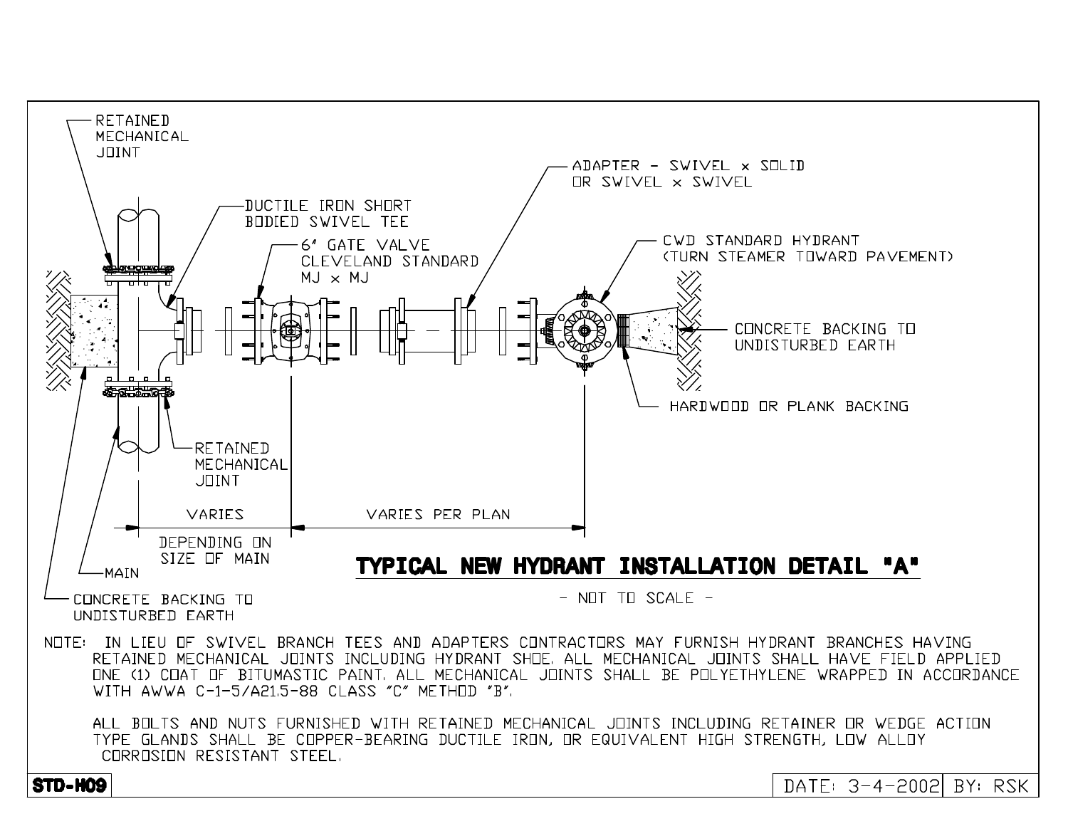RETAINED MECHANICAL JOINT

DUCTILE IRON SHORT BODIED SWIVEL TEE

6" GATE VALVE CLEVELAND STANDARD MJ x MJ

ADAPTER - SWIVEL x SOLID OR SWIVEL x SWIVEL

CWD STANDARD HYDRANT (TURN STEAMER TOWARD PAVEMENT)

CONCRETE BACKING TO UNDISTURBED EARTH

HARDWOOD OR PLANK BACKING

RETAINED MECHANICAL JOINT

VARIES DEPENDING ON SIZE OF MAIN

VARIES PER PLAN

MAIN

CONCRETE BACKING TO UNDISTURBED EARTH

# TYPICAL NEW HYDRANT INSTALLATION DETAIL "A"

- NOT TO SCALE -

NOTE: IN LIEU OF SWIVEL BRANCH TEES AND ADAPTERS CONTRACTORS MAY FURNISH HYDRANT BRANCHES HAVING RETAINED MECHANICAL JOINTS INCLUDING HYDRANT SHOE. ALL MECHANICAL JOINTS SHALL HAVE FIELD APPLIED ONE (1) COAT OF BITUMASTIC PAINT. ALL MECHANICAL JOINTS SHALL BE POLYETHYLENE WRAPPED IN ACCORDANCE WITH AWWA C-1-5/A21.5-88 CLASS "C" METHOD "B".

ALL BOLTS AND NUTS FURNISHED WITH RETAINED MECHANICAL JOINTS INCLUDING RETAINER OR WEDGE ACTION TYPE GLANDS SHALL BE COPPER-BEARING DUCTILE IRON, OR EQUIVALENT HIGH STRENGTH, LOW ALLOY CORROSION RESISTANT STEEL.

**STD-H09**

DATE: 3-4-2002 | BY: RSK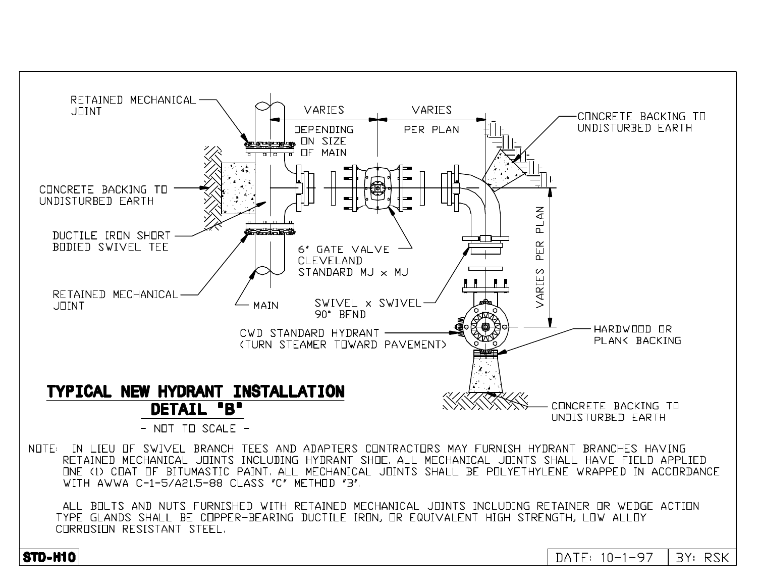RETAINED MECHANICAL JOINT

VARIES DEPENDING ON SIZE OF MAIN

VARIES PER PLAN

CONCRETE BACKING TO UNDISTURBED EARTH

CONCRETE BACKING TO UNDISTURBED EARTH

DUCTILE IRON SHORT BODIED SWIVEL TEE

6" GATE VALVE CLEVELAND STANDARD MJ x MJ

VARIES PER PLAN

RETAINED MECHANICAL JOINT

MAIN

SWIVEL x SWIVEL 90° BEND

CWD STANDARD HYDRANT (TURN STEAMER TOWARD PAVEMENT)

HARDWOOD OR PLANK BACKING

# TYPICAL NEW HYDRANT INSTALLATION DETAIL "B"

- NOT TO SCALE -

CONCRETE BACKING TO UNDISTURBED EARTH

NOTE: IN LIEU OF SWIVEL BRANCH TEES AND ADAPTERS CONTRACTORS MAY FURNISH HYDRANT BRANCHES HAVING RETAINED MECHANICAL JOINTS INCLUDING HYDRANT SHOE. ALL MECHANICAL JOINTS SHALL HAVE FIELD APPLIED ONE (1) COAT OF BITUMASTIC PAINT. ALL MECHANICAL JOINTS SHALL BE POLYETHYLENE WRAPPED IN ACCORDANCE WITH AWWA C-1-5/A21.5-88 CLASS "C" METHOD "B".

ALL BOLTS AND NUTS FURNISHED WITH RETAINED MECHANICAL JOINTS INCLUDING RETAINER OR WEDGE ACTION TYPE GLANDS SHALL BE COPPER-BEARING DUCTILE IRON, OR EQUIVALENT HIGH STRENGTH, LOW ALLOY CORROSION RESISTANT STEEL.

| STD-H10 | DATE: 10-1-97 | BY: RSK |
|---|---|---|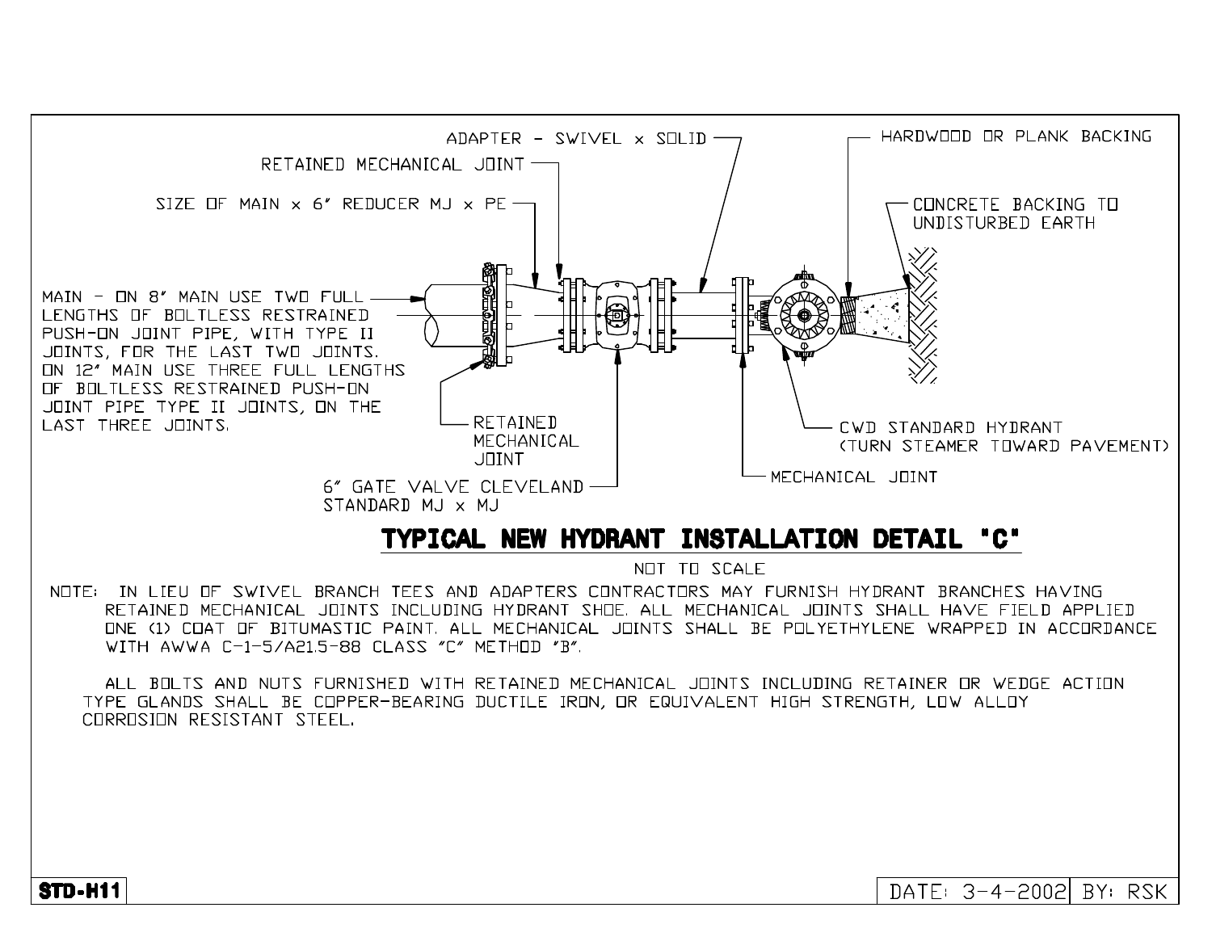ADAPTER - SWIVEL x SOLID

RETAINED MECHANICAL JOINT

SIZE OF MAIN x 6" REDUCER MJ x PE

HARDWOOD OR PLANK BACKING

CONCRETE BACKING TO UNDISTURBED EARTH

MAIN - ON 8" MAIN USE TWO FULL LENGTHS OF BOLTLESS RESTRAINED PUSH-ON JOINT PIPE, WITH TYPE II JOINTS, FOR THE LAST TWO JOINTS. ON 12" MAIN USE THREE FULL LENGTHS OF BOLTLESS RESTRAINED PUSH-ON JOINT PIPE TYPE II JOINTS, ON THE LAST THREE JOINTS.

RETAINED MECHANICAL JOINT

CWD STANDARD HYDRANT (TURN STEAMER TOWARD PAVEMENT)

MECHANICAL JOINT

6" GATE VALVE CLEVELAND STANDARD MJ x MJ

## TYPICAL NEW HYDRANT INSTALLATION DETAIL "C"

NOT TO SCALE

NOTE: IN LIEU OF SWIVEL BRANCH TEES AND ADAPTERS CONTRACTORS MAY FURNISH HYDRANT BRANCHES HAVING RETAINED MECHANICAL JOINTS INCLUDING HYDRANT SHOE. ALL MECHANICAL JOINTS SHALL HAVE FIELD APPLIED ONE (1) COAT OF BITUMASTIC PAINT. ALL MECHANICAL JOINTS SHALL BE POLYETHYLENE WRAPPED IN ACCORDANCE WITH AWWA C-1-5/A21.5-88 CLASS "C" METHOD "B".

ALL BOLTS AND NUTS FURNISHED WITH RETAINED MECHANICAL JOINTS INCLUDING RETAINER OR WEDGE ACTION TYPE GLANDS SHALL BE COPPER-BEARING DUCTILE IRON, OR EQUIVALENT HIGH STRENGTH, LOW ALLOY CORROSION RESISTANT STEEL.

**STD-H11**

DATE: 3-4-2002 | BY: RSK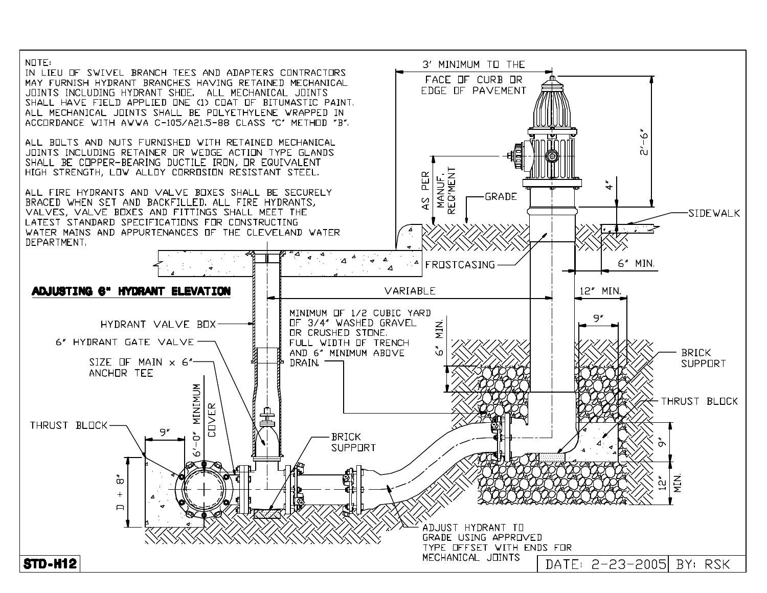NOTE:
IN LIEU OF SWIVEL BRANCH TEES AND ADAPTERS CONTRACTORS MAY FURNISH HYDRANT BRANCHES HAVING RETAINED MECHANICAL JOINTS INCLUDING HYDRANT SHOE. ALL MECHANICAL JOINTS SHALL HAVE FIELD APPLIED ONE (1) COAT OF BITUMASTIC PAINT. ALL MECHANICAL JOINTS SHALL BE POLYETHYLENE WRAPPED IN ACCORDANCE WITH AWWA C-105/A21.5-88 CLASS "C" METHOD "B".

ALL BOLTS AND NUTS FURNISHED WITH RETAINED MECHANICAL JOINTS INCLUDING RETAINER OR WEDGE ACTION TYPE GLANDS SHALL BE COPPER-BEARING DUCTILE IRON, OR EQUIVALENT HIGH STRENGTH, LOW ALLOY CORROSION RESISTANT STEEL.

ALL FIRE HYDRANTS AND VALVE BOXES SHALL BE SECURELY BRACED WHEN SET AND BACKFILLED. ALL FIRE HYDRANTS, VALVES, VALVE BOXES AND FITTINGS SHALL MEET THE LATEST STANDARD SPECIFICATIONS FOR CONSTRUCTING WATER MAINS AND APPURTENANCES OF THE CLEVELAND WATER DEPARTMENT.

**ADJUSTING 6" HYDRANT ELEVATION**

3' MINIMUM TO THE FACE OF CURB OR EDGE OF PAVEMENT

2'-6"

AS PER MANUF. REQ'MENT

GRADE

4"

SIDEWALK

FROSTCASING

6" MIN.

VARIABLE

12" MIN.

9"

HYDRANT VALVE BOX

6" HYDRANT GATE VALVE

SIZE OF MAIN x 6" ANCHOR TEE

MINIMUM OF 1/2 CUBIC YARD OF 3/4" WASHED GRAVEL OR CRUSHED STONE. FULL WIDTH OF TRENCH AND 6" MINIMUM ABOVE DRAIN.

6" MIN.

BRICK SUPPORT

THRUST BLOCK

6'-0" MINIMUM COVER

THRUST BLOCK

9"

D + 8"

BRICK SUPPORT

9"

12" MIN.

ADJUST HYDRANT TO GRADE USING APPROVED TYPE OFFSET WITH ENDS FOR MECHANICAL JOINTS

STD-H12

DATE: 2-23-2005 BY: RSK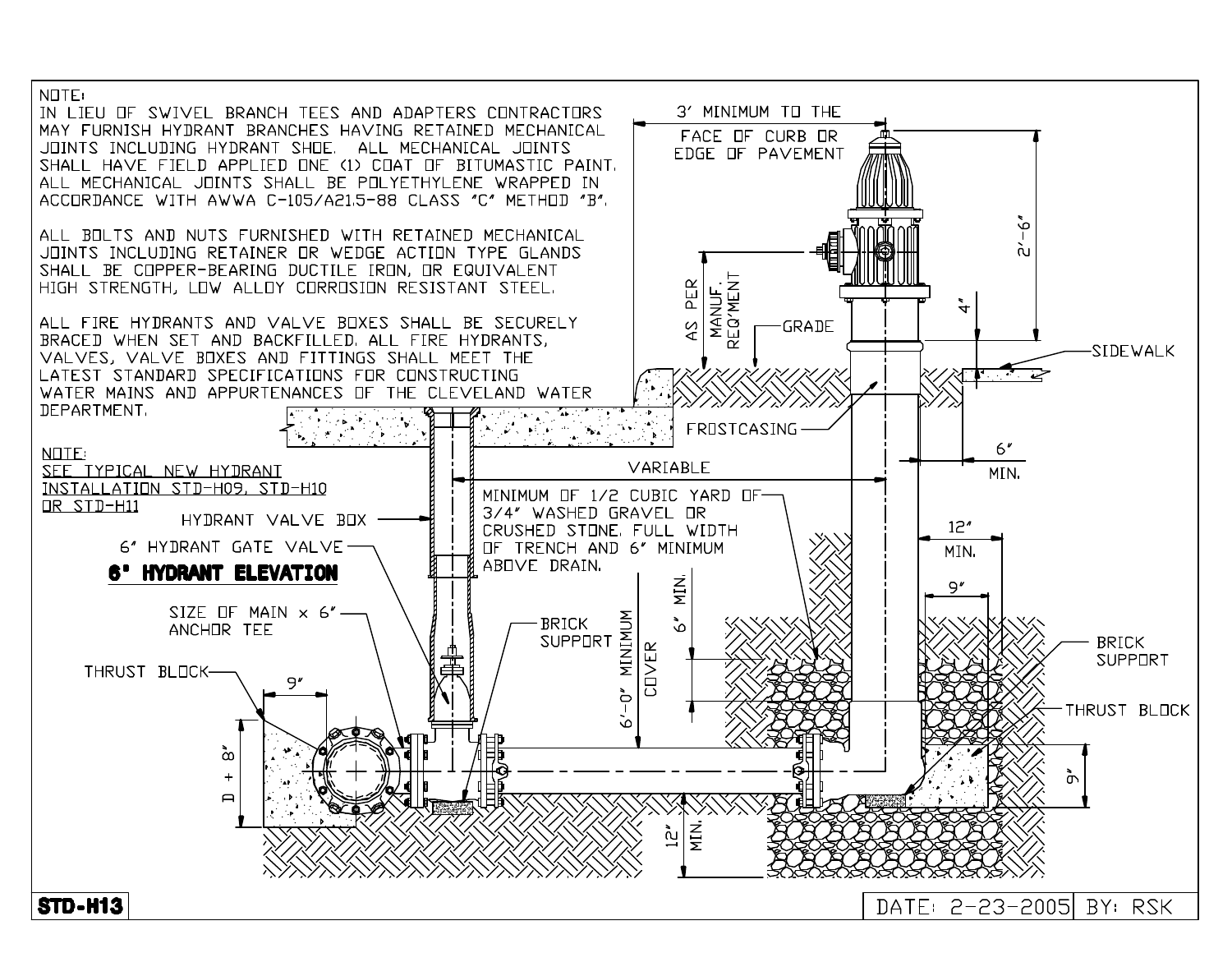NOTE:
IN LIEU OF SWIVEL BRANCH TEES AND ADAPTERS CONTRACTORS MAY FURNISH HYDRANT BRANCHES HAVING RETAINED MECHANICAL JOINTS INCLUDING HYDRANT SHOE. ALL MECHANICAL JOINTS SHALL HAVE FIELD APPLIED ONE (1) COAT OF BITUMASTIC PAINT. ALL MECHANICAL JOINTS SHALL BE POLYETHYLENE WRAPPED IN ACCORDANCE WITH AWWA C-105/A21.5-88 CLASS "C" METHOD "B".

ALL BOLTS AND NUTS FURNISHED WITH RETAINED MECHANICAL JOINTS INCLUDING RETAINER OR WEDGE ACTION TYPE GLANDS SHALL BE COPPER-BEARING DUCTILE IRON, OR EQUIVALENT HIGH STRENGTH, LOW ALLOY CORROSION RESISTANT STEEL.

ALL FIRE HYDRANTS AND VALVE BOXES SHALL BE SECURELY BRACED WHEN SET AND BACKFILLED. ALL FIRE HYDRANTS, VALVES, VALVE BOXES AND FITTINGS SHALL MEET THE LATEST STANDARD SPECIFICATIONS FOR CONSTRUCTING WATER MAINS AND APPURTENANCES OF THE CLEVELAND WATER DEPARTMENT.

NOTE:
SEE TYPICAL NEW HYDRANT INSTALLATION STD-H09, STD-H10 OR STD-H11

## 6" HYDRANT ELEVATION

3' MINIMUM TO THE FACE OF CURB OR EDGE OF PAVEMENT

2'-6"

AS PER MANUF. REQ'MENT

4"

GRADE

SIDEWALK

FROSTCASING

6" MIN.

VARIABLE

HYDRANT VALVE BOX

6" HYDRANT GATE VALVE

MINIMUM OF 1/2 CUBIC YARD OF 3/4" WASHED GRAVEL OR CRUSHED STONE, FULL WIDTH OF TRENCH AND 6" MINIMUM ABOVE DRAIN.

12" MIN.

9"

6" MIN.

6'-0" MINIMUM COVER

SIZE OF MAIN x 6" ANCHOR TEE

BRICK SUPPORT

BRICK SUPPORT

THRUST BLOCK

THRUST BLOCK

9"

D + 8"

9"

12" MIN.

STD-H13

DATE: 2-23-2005 | BY: RSK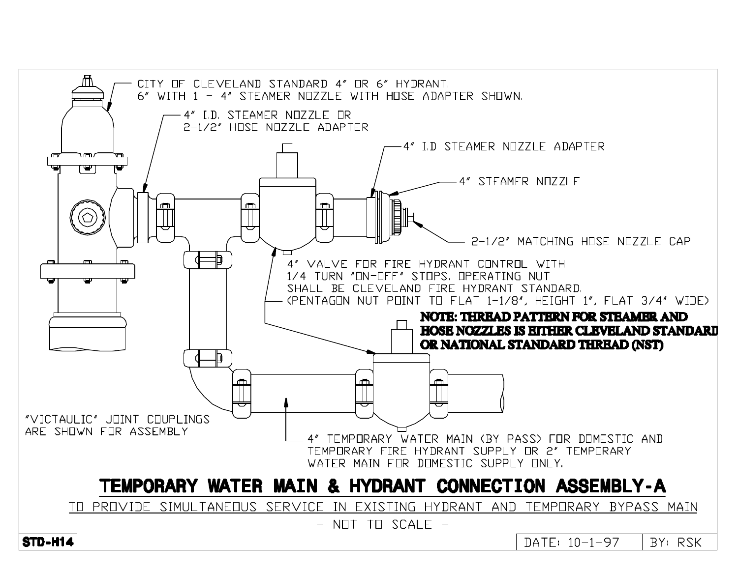CITY OF CLEVELAND STANDARD 4" OR 6" HYDRANT.
6" WITH 1 - 4" STEAMER NOZZLE WITH HOSE ADAPTER SHOWN.

4" I.D. STEAMER NOZZLE OR
2-1/2" HOSE NOZZLE ADAPTER

4" I.D STEAMER NOZZLE ADAPTER

4" STEAMER NOZZLE

2-1/2" MATCHING HOSE NOZZLE CAP

4" VALVE FOR FIRE HYDRANT CONTROL WITH
1/4 TURN "ON-OFF" STOPS. OPERATING NUT
SHALL BE CLEVELAND FIRE HYDRANT STANDARD.
(PENTAGON NUT POINT TO FLAT 1-1/8", HEIGHT 1", FLAT 3/4" WIDE)

**NOTE: THREAD PATTERN FOR STEAMER AND HOSE NOZZLES IS EITHER CLEVELAND STANDARD OR NATIONAL STANDARD THREAD (NST)**

"VICTAULIC" JOINT COUPLINGS
ARE SHOWN FOR ASSEMBLY

4" TEMPORARY WATER MAIN (BY PASS) FOR DOMESTIC AND
TEMPORARY FIRE HYDRANT SUPPLY OR 2" TEMPORARY
WATER MAIN FOR DOMESTIC SUPPLY ONLY.

# TEMPORARY WATER MAIN & HYDRANT CONNECTION ASSEMBLY-A

TO PROVIDE SIMULTANEOUS SERVICE IN EXISTING HYDRANT AND TEMPORARY BYPASS MAIN

- NOT TO SCALE -

**STD-H14**

DATE: 10-1-97 | BY: RSK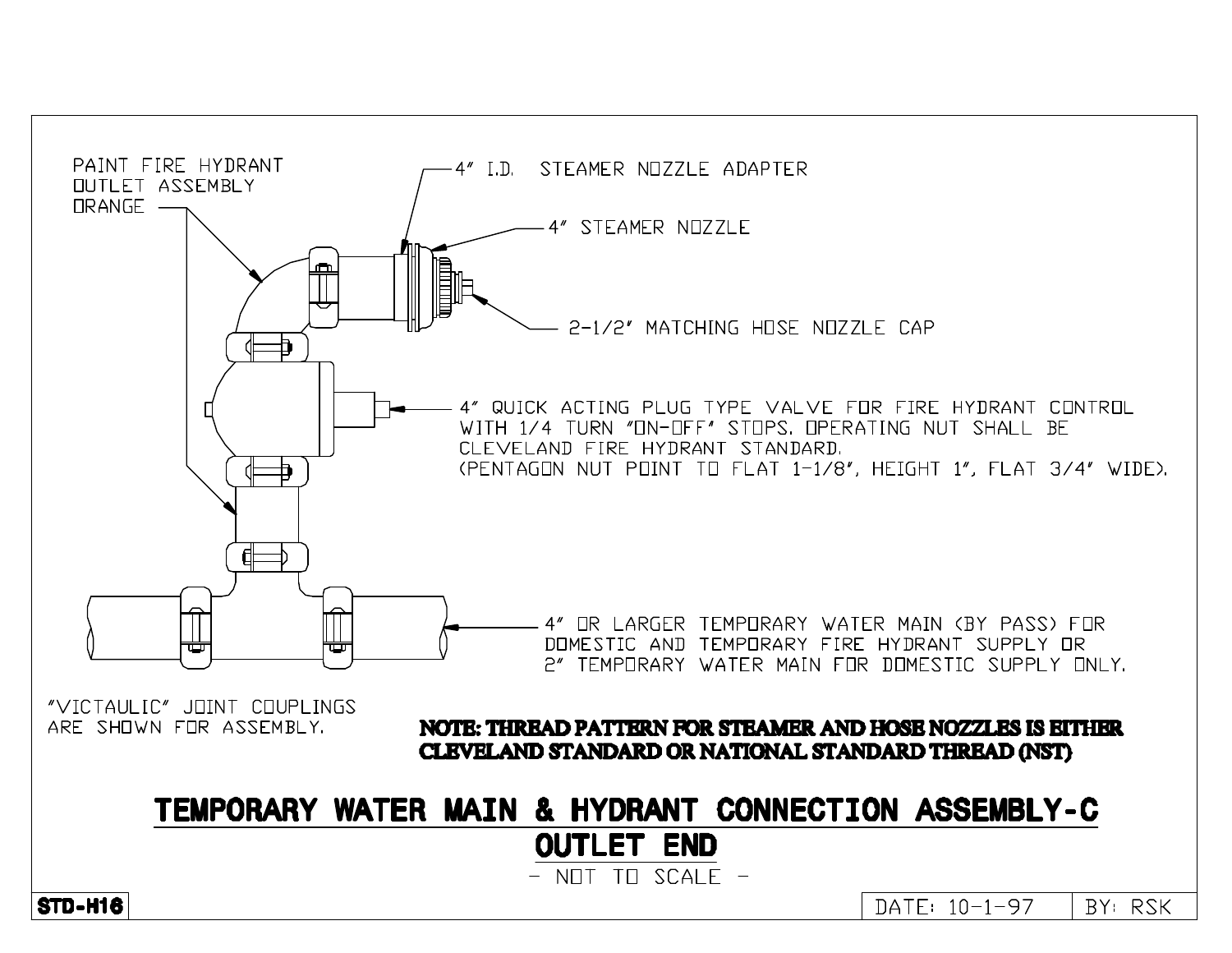PAINT FIRE HYDRANT OUTLET ASSEMBLY ORANGE

4" I.D. STEAMER NOZZLE ADAPTER

4" STEAMER NOZZLE

2-1/2" MATCHING HOSE NOZZLE CAP

4" QUICK ACTING PLUG TYPE VALVE FOR FIRE HYDRANT CONTROL WITH 1/4 TURN "ON-OFF" STOPS. OPERATING NUT SHALL BE CLEVELAND FIRE HYDRANT STANDARD. (PENTAGON NUT POINT TO FLAT 1-1/8", HEIGHT 1", FLAT 3/4" WIDE).

4" OR LARGER TEMPORARY WATER MAIN (BY PASS) FOR DOMESTIC AND TEMPORARY FIRE HYDRANT SUPPLY OR 2" TEMPORARY WATER MAIN FOR DOMESTIC SUPPLY ONLY.

"VICTAULIC" JOINT COUPLINGS ARE SHOWN FOR ASSEMBLY.

**NOTE: THREAD PATTERN FOR STEAMER AND HOSE NOZZLES IS EITHER CLEVELAND STANDARD OR NATIONAL STANDARD THREAD (NST)**

# TEMPORARY WATER MAIN & HYDRANT CONNECTION ASSEMBLY-C

## OUTLET END

- NOT TO SCALE -

**STD-H16**

DATE: 10-1-97 | BY: RSK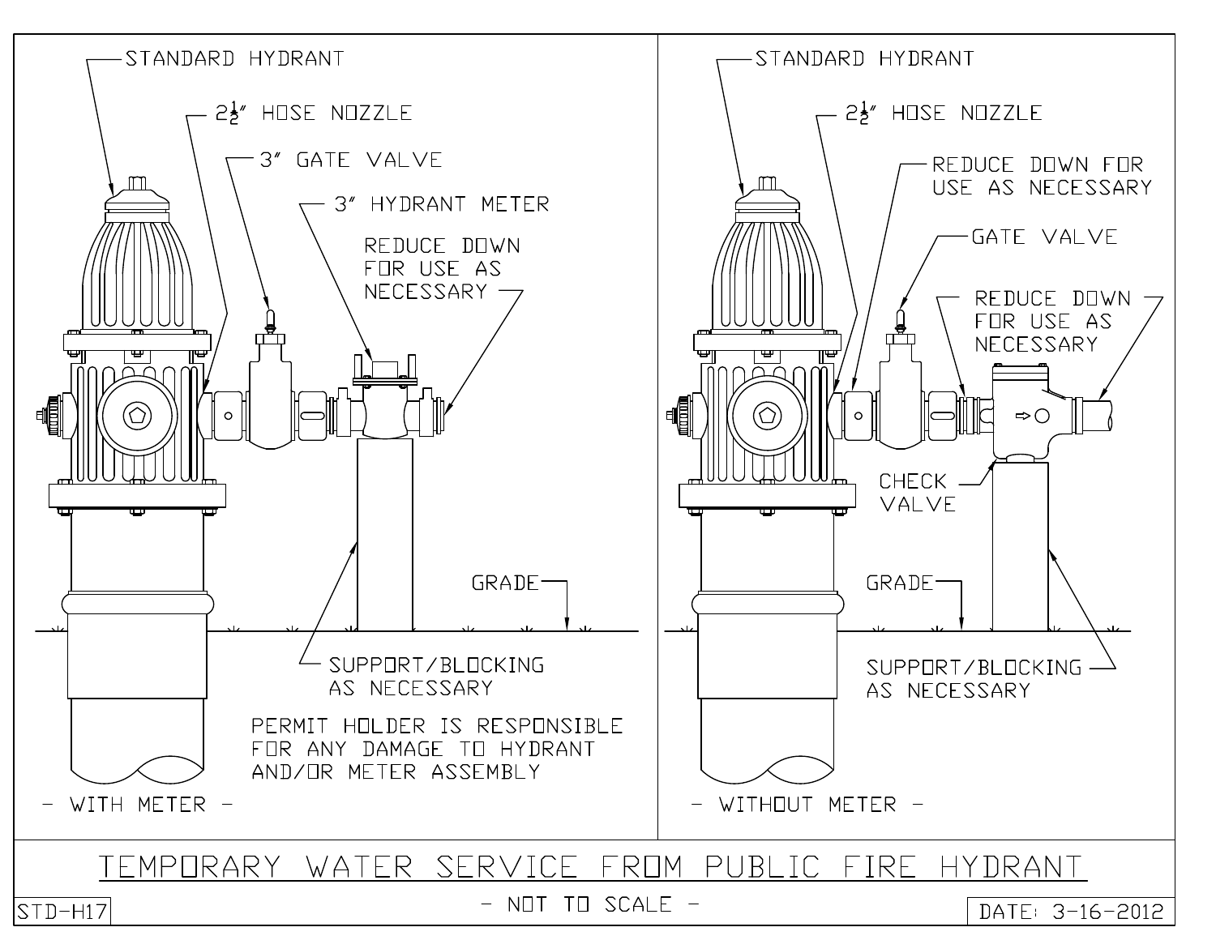STANDARD HYDRANT

2½" HOSE NOZZLE

3" GATE VALVE

3" HYDRANT METER

REDUCE DOWN FOR USE AS NECESSARY

GRADE

SUPPORT/BLOCKING AS NECESSARY

PERMIT HOLDER IS RESPONSIBLE FOR ANY DAMAGE TO HYDRANT AND/OR METER ASSEMBLY

\- WITH METER -

STANDARD HYDRANT

2½" HOSE NOZZLE

REDUCE DOWN FOR USE AS NECESSARY

GATE VALVE

REDUCE DOWN FOR USE AS NECESSARY

CHECK VALVE

GRADE

SUPPORT/BLOCKING AS NECESSARY

\- WITHOUT METER -

# TEMPORARY WATER SERVICE FROM PUBLIC FIRE HYDRANT

\- NOT TO SCALE -

STD-H17

DATE: 3-16-2012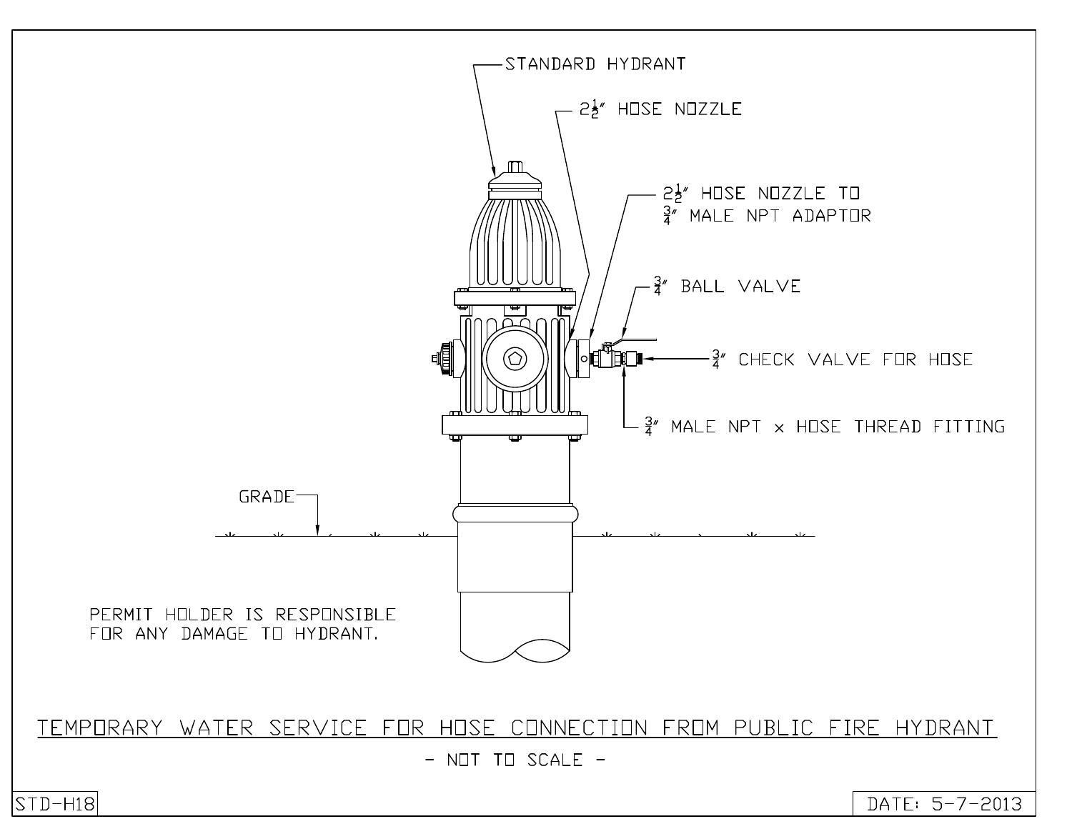STANDARD HYDRANT

2½" HOSE NOZZLE

2½" HOSE NOZZLE TO ¾" MALE NPT ADAPTOR

¾" BALL VALVE

¾" CHECK VALVE FOR HOSE

¾" MALE NPT x HOSE THREAD FITTING

GRADE

PERMIT HOLDER IS RESPONSIBLE FOR ANY DAMAGE TO HYDRANT.

## TEMPORARY WATER SERVICE FOR HOSE CONNECTION FROM PUBLIC FIRE HYDRANT

- NOT TO SCALE -

STD-H18

DATE: 5-7-2013